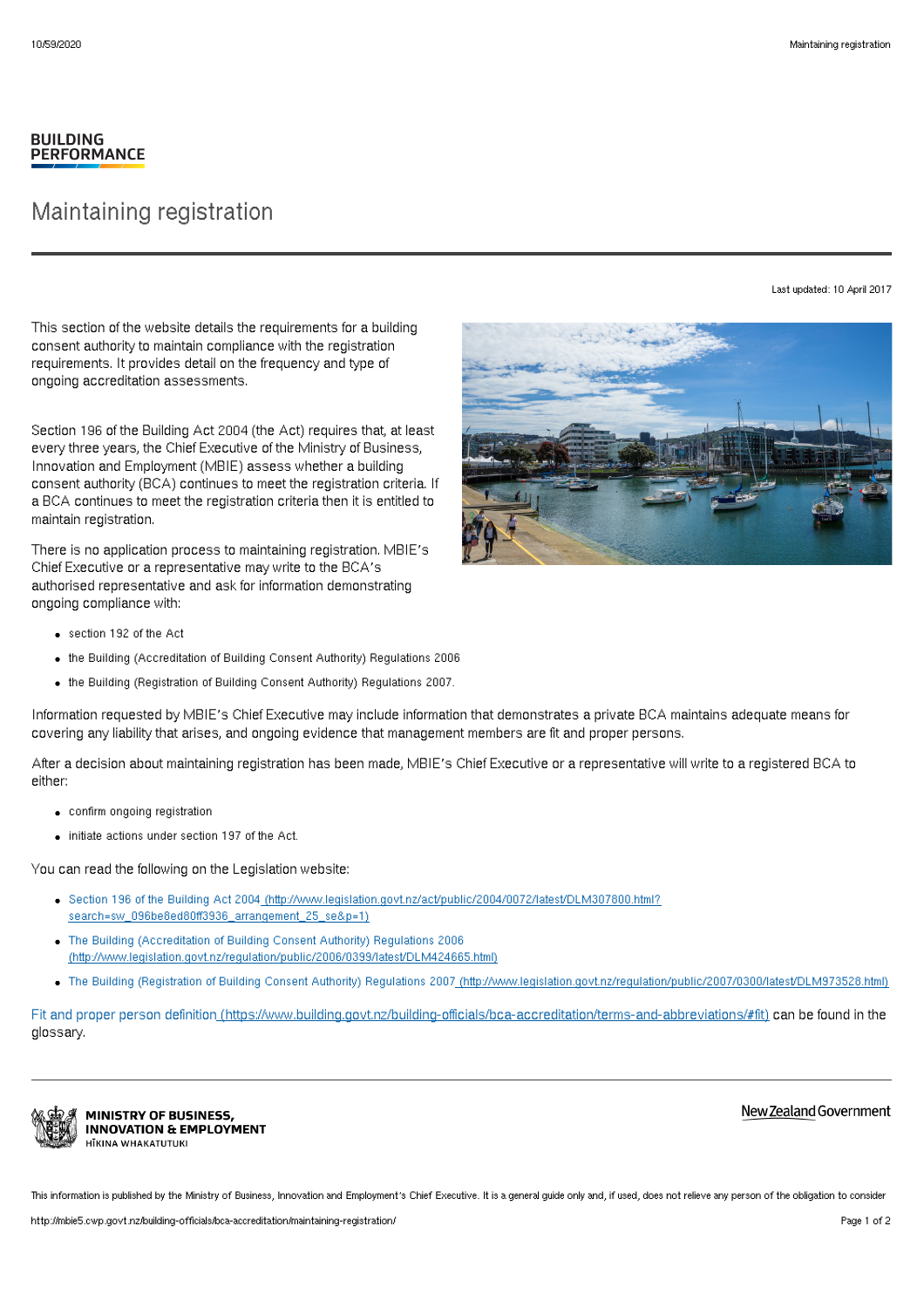BUILDING PERFORMANCE

# Maintaining registration

Last updated: 10 April 2017

This section of the website details the requirements for a building consent authority to maintain compliance with the registration requirements. It provides detail on the frequency and type of ongoing accreditation assessments.

Section 196 of the Building Act 2004 (the Act) requires that, at least every three years, the Chief Executive of the Ministry of Business, Innovation and Employment (MBIE) assess whether a building consent authority (BCA) continues to meet the registration criteria. If a BCA continues to meet the registration criteria then it is entitled to maintain registration.

There is no application process to maintaining registration. MBIE's Chief Executive or a representative may write to the BCA's authorised representative and ask for information demonstrating ongoing compliance with:

- section 192 of the Act
- the Building (Accreditation of Building Consent Authority) Regulations 2006
- the Building (Registration of Building Consent Authority) Regulations 2007.

Information requested by MBIE's Chief Executive may include information that demonstrates a private BCA maintains adequate means for covering any liability that arises, and ongoing evidence that management members are fit and proper persons.

After a decision about maintaining registration has been made, MBIE's Chief Executive or a representative will write to a registered BCA to either:

- confirm ongoing registration
- initiate actions under section 197 of the Act.

You can read the following on the Legislation website:

- Section 196 of the Building Act 2004 (http://www.legislation.govt.nz/act/public/2004/0072/latest/DLM307800.html?search=sw_096be8ed80ff3936_arrangement_25_se&p=1)
- The Building (Accreditation of Building Consent Authority) Regulations 2006 (http://www.legislation.govt.nz/regulation/public/2006/0399/latest/DLM424665.html)
- The Building (Registration of Building Consent Authority) Regulations 2007 (http://www.legislation.govt.nz/regulation/public/2007/0300/latest/DLM973528.html)

Fit and proper person definition (https://www.building.govt.nz/building-officials/bca-accreditation/terms-and-abbreviations/#fit) can be found in the glossary.

MINISTRY OF BUSINESS, INNOVATION & EMPLOYMENT
HĪKINA WHAKATUTUKI

New Zealand Government

This information is published by the Ministry of Business, Innovation and Employment's Chief Executive. It is a general guide only and, if used, does not relieve any person of the obligation to consider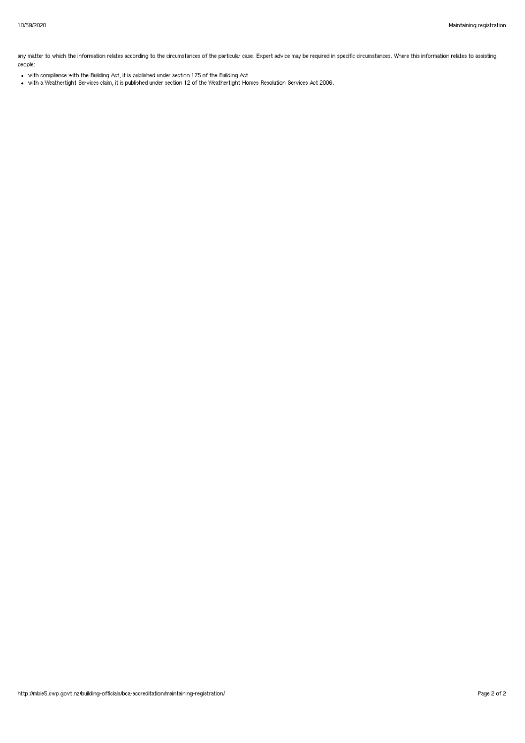any matter to which the information relates according to the circumstances of the particular case. Expert advice may be required in specific circumstances. Where this information relates to assisting people:

- with compliance with the Building Act, it is published under section 175 of the Building Act
- with a Weathertight Services claim, it is published under section 12 of the Weathertight Homes Resolution Services Act 2006.